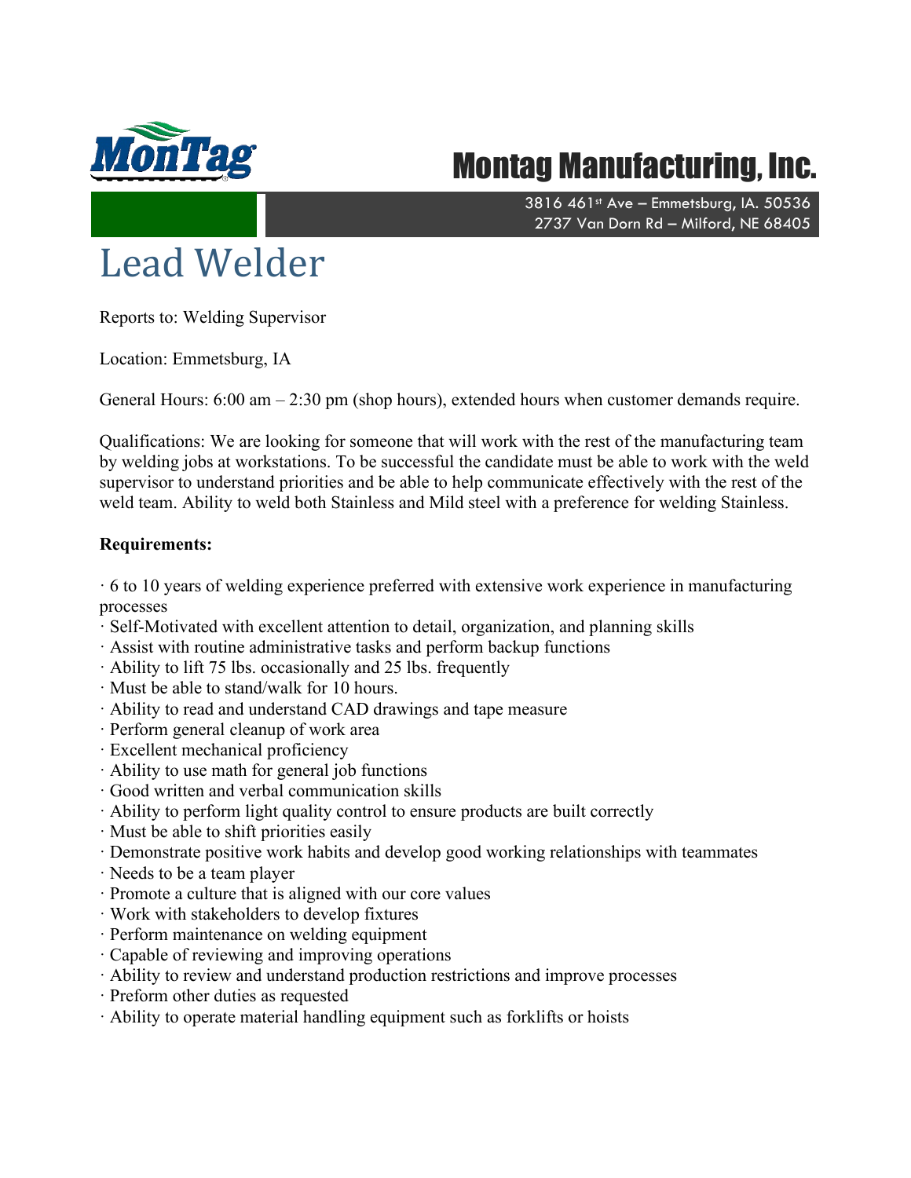# Montag Manufacturing, Inc.

3816 461st Ave – Emmetsburg, IA. 50536
2737 Van Dorn Rd – Milford, NE 68405

# Lead Welder

Reports to: Welding Supervisor

Location: Emmetsburg, IA

General Hours: 6:00 am – 2:30 pm (shop hours), extended hours when customer demands require.

Qualifications: We are looking for someone that will work with the rest of the manufacturing team by welding jobs at workstations. To be successful the candidate must be able to work with the weld supervisor to understand priorities and be able to help communicate effectively with the rest of the weld team. Ability to weld both Stainless and Mild steel with a preference for welding Stainless.

**Requirements:**

- 6 to 10 years of welding experience preferred with extensive work experience in manufacturing processes
- Self-Motivated with excellent attention to detail, organization, and planning skills
- Assist with routine administrative tasks and perform backup functions
- Ability to lift 75 lbs. occasionally and 25 lbs. frequently
- Must be able to stand/walk for 10 hours.
- Ability to read and understand CAD drawings and tape measure
- Perform general cleanup of work area
- Excellent mechanical proficiency
- Ability to use math for general job functions
- Good written and verbal communication skills
- Ability to perform light quality control to ensure products are built correctly
- Must be able to shift priorities easily
- Demonstrate positive work habits and develop good working relationships with teammates
- Needs to be a team player
- Promote a culture that is aligned with our core values
- Work with stakeholders to develop fixtures
- Perform maintenance on welding equipment
- Capable of reviewing and improving operations
- Ability to review and understand production restrictions and improve processes
- Preform other duties as requested
- Ability to operate material handling equipment such as forklifts or hoists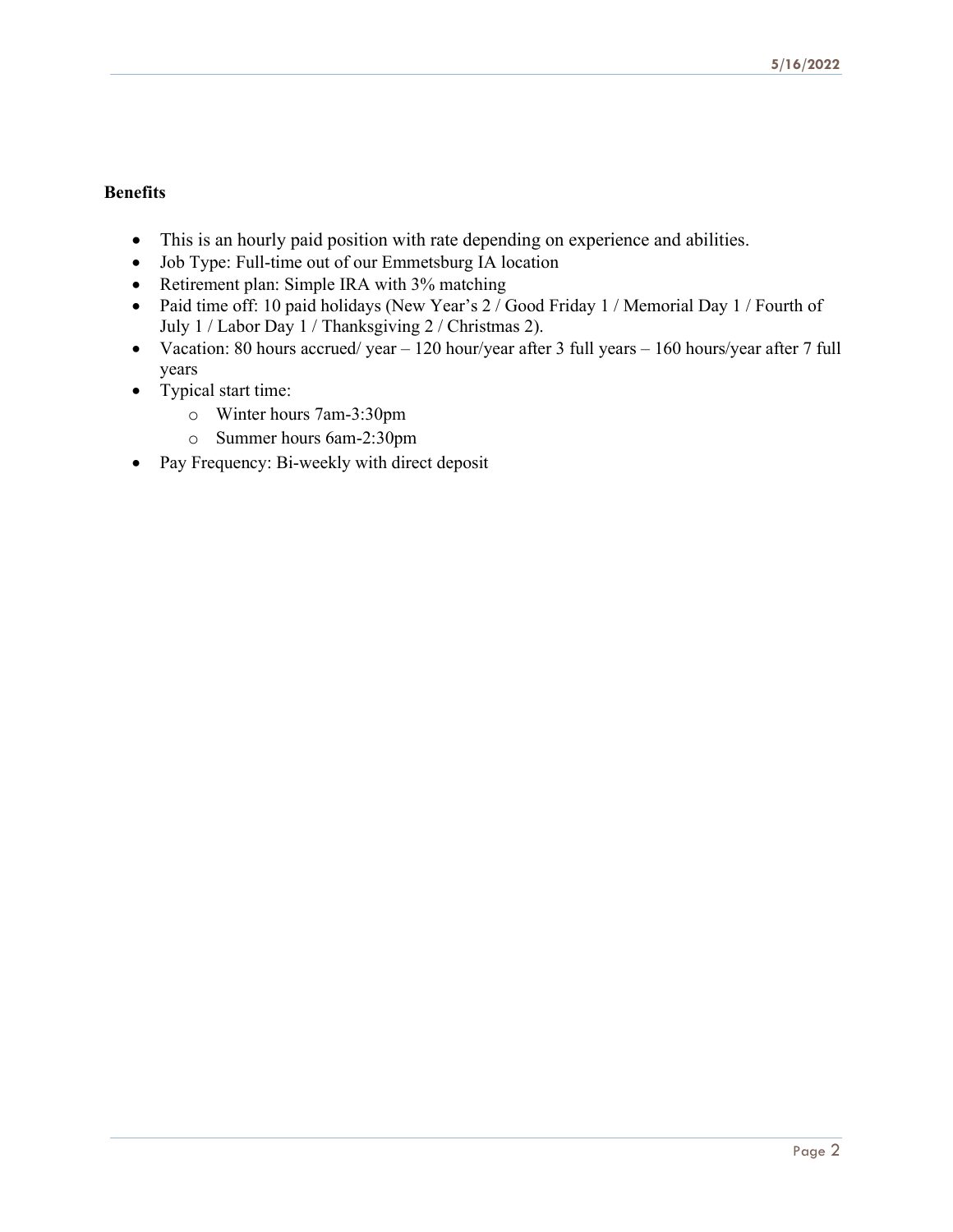**Benefits**

- This is an hourly paid position with rate depending on experience and abilities.
- Job Type: Full-time out of our Emmetsburg IA location
- Retirement plan: Simple IRA with 3% matching
- Paid time off: 10 paid holidays (New Year's 2 / Good Friday 1 / Memorial Day 1 / Fourth of July 1 / Labor Day 1 / Thanksgiving 2 / Christmas 2).
- Vacation: 80 hours accrued/ year – 120 hour/year after 3 full years – 160 hours/year after 7 full years
- Typical start time:
  - Winter hours 7am-3:30pm
  - Summer hours 6am-2:30pm
- Pay Frequency: Bi-weekly with direct deposit